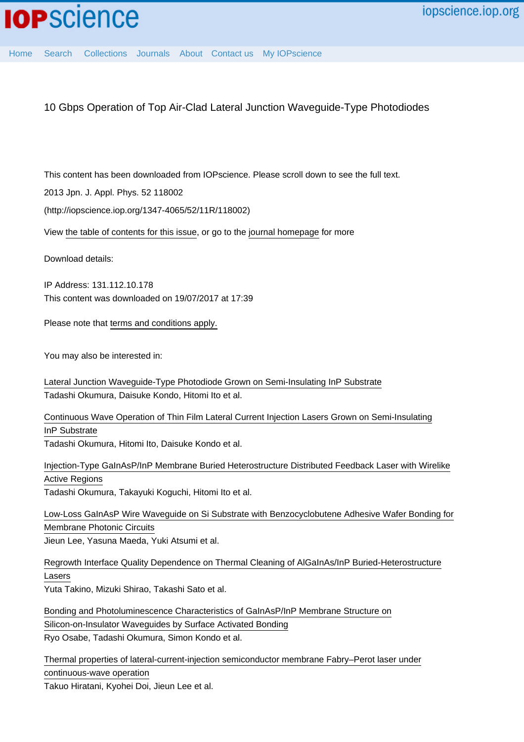# 10 Gbps Operation of Top Air-Clad Lateral Junction Waveguide-Type Photodiodes

This content has been downloaded from IOPscience. Please scroll down to see the full text.

2013 Jpn. J. Appl. Phys. 52 118002

(http://iopscience.iop.org/1347-4065/52/11R/118002)

View the table of contents for this issue, or go to the journal homepage for more

Download details:

IP Address: 131.112.10.178
This content was downloaded on 19/07/2017 at 17:39

Please note that terms and conditions apply.

You may also be interested in:

Lateral Junction Waveguide-Type Photodiode Grown on Semi-Insulating InP Substrate
Tadashi Okumura, Daisuke Kondo, Hitomi Ito et al.

Continuous Wave Operation of Thin Film Lateral Current Injection Lasers Grown on Semi-Insulating InP Substrate
Tadashi Okumura, Hitomi Ito, Daisuke Kondo et al.

Injection-Type GaInAsP/InP Membrane Buried Heterostructure Distributed Feedback Laser with Wirelike Active Regions
Tadashi Okumura, Takayuki Koguchi, Hitomi Ito et al.

Low-Loss GaInAsP Wire Waveguide on Si Substrate with Benzocyclobutene Adhesive Wafer Bonding for Membrane Photonic Circuits
Jieun Lee, Yasuna Maeda, Yuki Atsumi et al.

Regrowth Interface Quality Dependence on Thermal Cleaning of AlGaInAs/InP Buried-Heterostructure Lasers
Yuta Takino, Mizuki Shirao, Takashi Sato et al.

Bonding and Photoluminescence Characteristics of GaInAsP/InP Membrane Structure on Silicon-on-Insulator Waveguides by Surface Activated Bonding
Ryo Osabe, Tadashi Okumura, Simon Kondo et al.

Thermal properties of lateral-current-injection semiconductor membrane Fabry–Perot laser under continuous-wave operation
Takuo Hiratani, Kyohei Doi, Jieun Lee et al.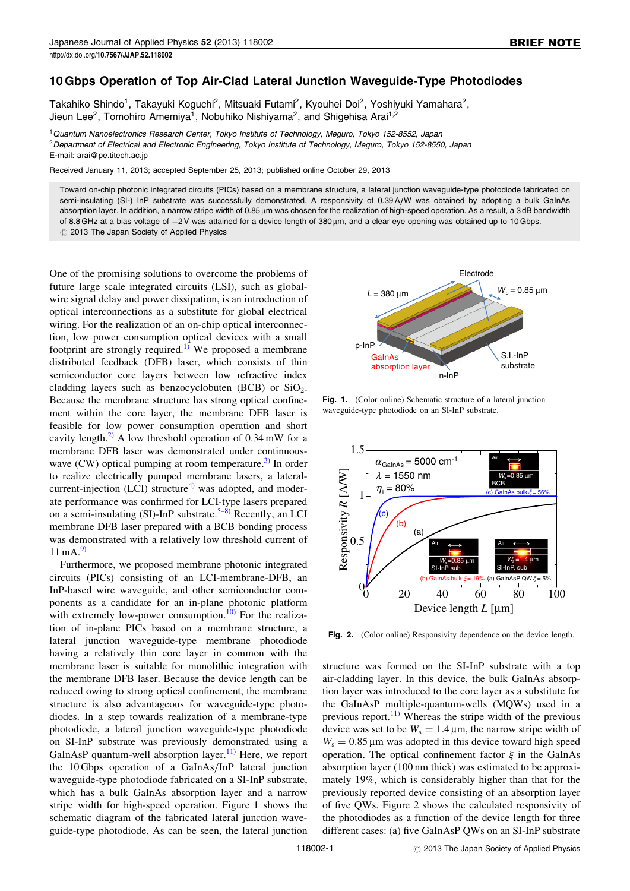# 10 Gbps Operation of Top Air-Clad Lateral Junction Waveguide-Type Photodiodes

Takahiko Shindo[1], Takayuki Koguchi[2], Mitsuaki Futami[2], Kyouhei Doi[2], Yoshiyuki Yamahara[2], Jieun Lee[2], Tomohiro Amemiya[1], Nobuhiko Nishiyama[2], and Shigehisa Arai[1,2]

[1]*Quantum Nanoelectronics Research Center, Tokyo Institute of Technology, Meguro, Tokyo 152-8552, Japan*
[2]*Department of Electrical and Electronic Engineering, Tokyo Institute of Technology, Meguro, Tokyo 152-8550, Japan*
E-mail: arai@pe.titech.ac.jp

Received January 11, 2013; accepted September 25, 2013; published online October 29, 2013

Toward on-chip photonic integrated circuits (PICs) based on a membrane structure, a lateral junction waveguide-type photodiode fabricated on semi-insulating (SI-) InP substrate was successfully demonstrated. A responsivity of 0.39 A/W was obtained by adopting a bulk GaInAs absorption layer. In addition, a narrow stripe width of 0.85 µm was chosen for the realization of high-speed operation. As a result, a 3 dB bandwidth of 8.8 GHz at a bias voltage of −2 V was attained for a device length of 380 µm, and a clear eye opening was obtained up to 10 Gbps.
© 2013 The Japan Society of Applied Physics

One of the promising solutions to overcome the problems of future large scale integrated circuits (LSI), such as global-wire signal delay and power dissipation, is an introduction of optical interconnections as a substitute for global electrical wiring. For the realization of an on-chip optical interconnection, low power consumption optical devices with a small footprint are strongly required.[1)] We proposed a membrane distributed feedback (DFB) laser, which consists of thin semiconductor core layers between low refractive index cladding layers such as benzocyclobuten (BCB) or $SiO_2$. Because the membrane structure has strong optical confinement within the core layer, the membrane DFB laser is feasible for low power consumption operation and short cavity length.[2)] A low threshold operation of 0.34 mW for a membrane DFB laser was demonstrated under continuous-wave (CW) optical pumping at room temperature.[3)] In order to realize electrically pumped membrane lasers, a lateral-current-injection (LCI) structure[4)] was adopted, and moderate performance was confirmed for LCI-type lasers prepared on a semi-insulating (SI)-InP substrate.[5–8)] Recently, an LCI membrane DFB laser prepared with a BCB bonding process was demonstrated with a relatively low threshold current of 11 mA.[9)]

Furthermore, we proposed membrane photonic integrated circuits (PICs) consisting of an LCI-membrane-DFB, an InP-based wire waveguide, and other semiconductor components as a candidate for an in-plane photonic platform with extremely low-power consumption.[10)] For the realization of in-plane PICs based on a membrane structure, a lateral junction waveguide-type membrane photodiode having a relatively thin core layer in common with the membrane laser is suitable for monolithic integration with the membrane DFB laser. Because the device length can be reduced owing to strong optical confinement, the membrane structure is also advantageous for waveguide-type photodiodes. In a step towards realization of a membrane-type photodiode, a lateral junction waveguide-type photodiode on SI-InP substrate was previously demonstrated using a GaInAsP quantum-well absorption layer.[11)] Here, we report the 10 Gbps operation of a GaInAs/InP lateral junction waveguide-type photodiode fabricated on a SI-InP substrate, which has a bulk GaInAs absorption layer and a narrow stripe width for high-speed operation. Figure 1 shows the schematic diagram of the fabricated lateral junction waveguide-type photodiode. As can be seen, the lateral junction structure was formed on the SI-InP substrate with a top air-cladding layer. In this device, the bulk GaInAs absorption layer was introduced to the core layer as a substitute for the GaInAsP multiple-quantum-wells (MQWs) used in a previous report.[11)] Whereas the stripe width of the previous device was set to be $W_s = 1.4\,\mu m$, the narrow stripe width of $W_s = 0.85\,\mu m$ was adopted in this device toward high speed operation. The optical confinement factor $\xi$ in the GaInAs absorption layer (100 nm thick) was estimated to be approximately 19%, which is considerably higher than that for the previously reported device consisting of an absorption layer of five QWs. Figure 2 shows the calculated responsivity of the photodiodes as a function of the device length for three different cases: (a) five GaInAsP QWs on an SI-InP substrate

**Fig. 1.** (Color online) Schematic structure of a lateral junction waveguide-type photodiode on an SI-InP substrate.

**Fig. 2.** (Color online) Responsivity dependence on the device length.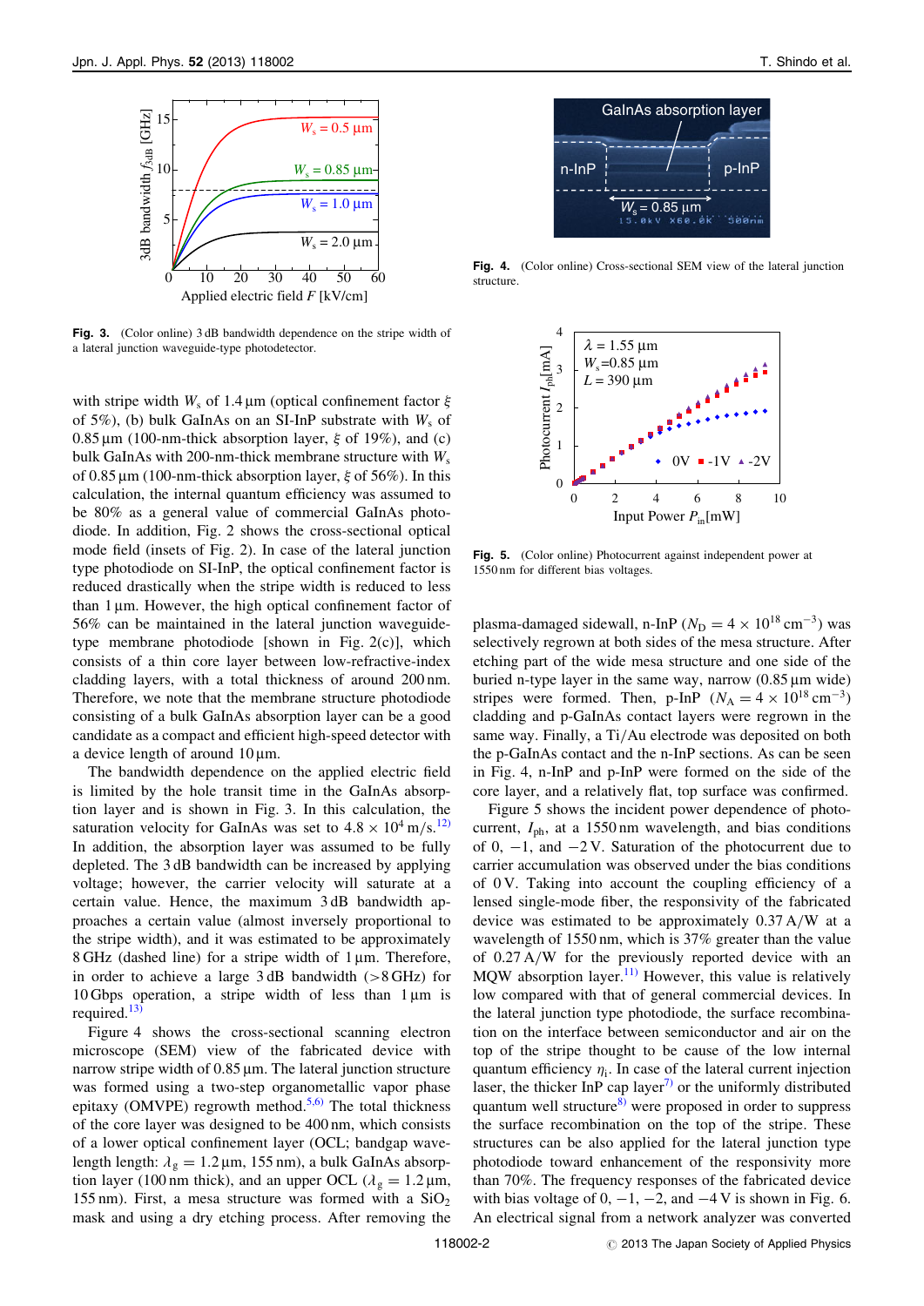Fig. 3. (Color online) 3 dB bandwidth dependence on the stripe width of a lateral junction waveguide-type photodetector.

with stripe width $W_s$ of 1.4 µm (optical confinement factor $\xi$ of 5%), (b) bulk GaInAs on an SI-InP substrate with $W_s$ of 0.85 µm (100-nm-thick absorption layer, $\xi$ of 19%), and (c) bulk GaInAs with 200-nm-thick membrane structure with $W_s$ of 0.85 µm (100-nm-thick absorption layer, $\xi$ of 56%). In this calculation, the internal quantum efficiency was assumed to be 80% as a general value of commercial GaInAs photodiode. In addition, Fig. 2 shows the cross-sectional optical mode field (insets of Fig. 2). In case of the lateral junction type photodiode on SI-InP, the optical confinement factor is reduced drastically when the stripe width is reduced to less than 1 µm. However, the high optical confinement factor of 56% can be maintained in the lateral junction waveguide-type membrane photodiode [shown in Fig. 2(c)], which consists of a thin core layer between low-refractive-index cladding layers, with a total thickness of around 200 nm. Therefore, we note that the membrane structure photodiode consisting of a bulk GaInAs absorption layer can be a good candidate as a compact and efficient high-speed detector with a device length of around 10 µm.

The bandwidth dependence on the applied electric field is limited by the hole transit time in the GaInAs absorption layer and is shown in Fig. 3. In this calculation, the saturation velocity for GaInAs was set to $4.8 \times 10^4$ m/s.[12] In addition, the absorption layer was assumed to be fully depleted. The 3 dB bandwidth can be increased by applying voltage; however, the carrier velocity will saturate at a certain value. Hence, the maximum 3 dB bandwidth approaches a certain value (almost inversely proportional to the stripe width), and it was estimated to be approximately 8 GHz (dashed line) for a stripe width of 1 µm. Therefore, in order to achieve a large 3 dB bandwidth (>8 GHz) for 10 Gbps operation, a stripe width of less than 1 µm is required.[13]

Figure 4 shows the cross-sectional scanning electron microscope (SEM) view of the fabricated device with narrow stripe width of 0.85 µm. The lateral junction structure was formed using a two-step organometallic vapor phase epitaxy (OMVPE) regrowth method.[5,6] The total thickness of the core layer was designed to be 400 nm, which consists of a lower optical confinement layer (OCL; bandgap wavelength length: $\lambda_g = 1.2$ µm, 155 nm), a bulk GaInAs absorption layer (100 nm thick), and an upper OCL ($\lambda_g = 1.2$ µm, 155 nm). First, a mesa structure was formed with a $SiO_2$ mask and using a dry etching process. After removing the plasma-damaged sidewall, n-InP ($N_D = 4 \times 10^{18}$ cm$^{-3}$) was selectively regrown at both sides of the mesa structure. After etching part of the wide mesa structure and one side of the buried n-type layer in the same way, narrow (0.85 µm wide) stripes were formed. Then, p-InP ($N_A = 4 \times 10^{18}$ cm$^{-3}$) cladding and p-GaInAs contact layers were regrown in the same way. Finally, a Ti/Au electrode was deposited on both the p-GaInAs contact and the n-InP sections. As can be seen in Fig. 4, n-InP and p-InP were formed on the side of the core layer, and a relatively flat, top surface was confirmed.

Fig. 4. (Color online) Cross-sectional SEM view of the lateral junction structure.

Fig. 5. (Color online) Photocurrent against independent power at 1550 nm for different bias voltages.

Figure 5 shows the incident power dependence of photocurrent, $I_{ph}$, at a 1550 nm wavelength, and bias conditions of 0, −1, and −2 V. Saturation of the photocurrent due to carrier accumulation was observed under the bias conditions of 0 V. Taking into account the coupling efficiency of a lensed single-mode fiber, the responsivity of the fabricated device was estimated to be approximately 0.37 A/W at a wavelength of 1550 nm, which is 37% greater than the value of 0.27 A/W for the previously reported device with an MQW absorption layer.[11] However, this value is relatively low compared with that of general commercial devices. In the lateral junction type photodiode, the surface recombination on the interface between semiconductor and air on the top of the stripe thought to be cause of the low internal quantum efficiency $\eta_i$. In case of the lateral current injection laser, the thicker InP cap layer[7] or the uniformly distributed quantum well structure[8] were proposed in order to suppress the surface recombination on the top of the stripe. These structures can be also applied for the lateral junction type photodiode toward enhancement of the responsivity more than 70%. The frequency responses of the fabricated device with bias voltage of 0, −1, −2, and −4 V is shown in Fig. 6. An electrical signal from a network analyzer was converted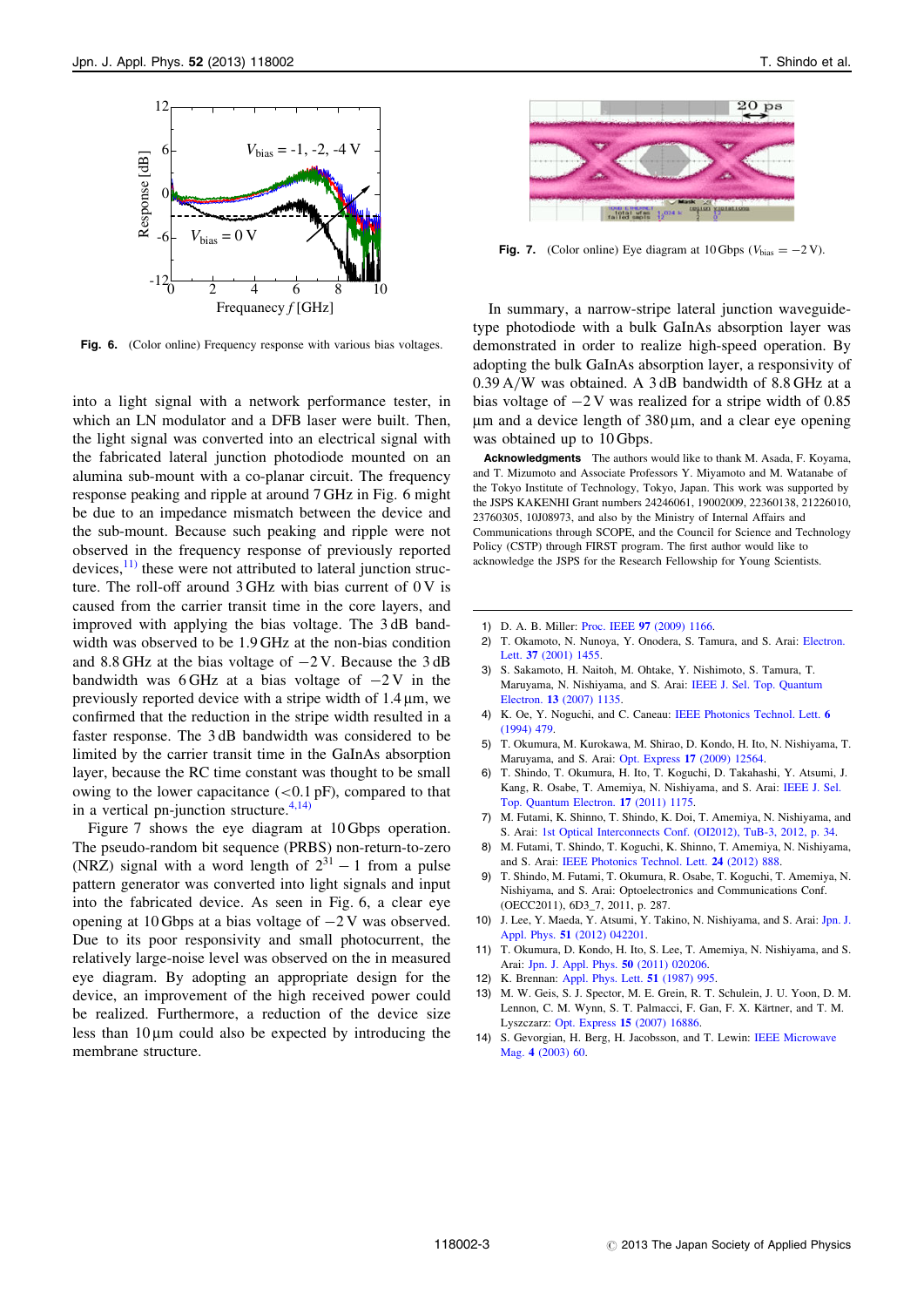12

6

0

-6

-12

0 2 4 6 8 10

Response [dB]

Frequancy $f$ [GHz]

$V_{\text{bias}}$ = -1, -2, -4 V

$V_{\text{bias}}$ = 0 V

**Fig. 6.** (Color online) Frequency response with various bias voltages.

into a light signal with a network performance tester, in which an LN modulator and a DFB laser were built. Then, the light signal was converted into an electrical signal with the fabricated lateral junction photodiode mounted on an alumina sub-mount with a co-planar circuit. The frequency response peaking and ripple at around 7 GHz in Fig. 6 might be due to an impedance mismatch between the device and the sub-mount. Because such peaking and ripple were not observed in the frequency response of previously reported devices,[11] these were not attributed to lateral junction structure. The roll-off around 3 GHz with bias current of 0 V is caused from the carrier transit time in the core layers, and improved with applying the bias voltage. The 3 dB bandwidth was observed to be 1.9 GHz at the non-bias condition and 8.8 GHz at the bias voltage of −2 V. Because the 3 dB bandwidth was 6 GHz at a bias voltage of −2 V in the previously reported device with a stripe width of 1.4 µm, we confirmed that the reduction in the stripe width resulted in a faster response. The 3 dB bandwidth was considered to be limited by the carrier transit time in the GaInAs absorption layer, because the RC time constant was thought to be small owing to the lower capacitance (<0.1 pF), compared to that in a vertical pn-junction structure.[4,14)]

Figure 7 shows the eye diagram at 10 Gbps operation. The pseudo-random bit sequence (PRBS) non-return-to-zero (NRZ) signal with a word length of $2^{31} - 1$ from a pulse pattern generator was converted into light signals and input into the fabricated device. As seen in Fig. 6, a clear eye opening at 10 Gbps at a bias voltage of −2 V was observed. Due to its poor responsivity and small photocurrent, the relatively large-noise level was observed on the in measured eye diagram. By adopting an appropriate design for the device, an improvement of the high received power could be realized. Furthermore, a reduction of the device size less than 10 µm could also be expected by introducing the membrane structure.

20 ps

**Fig. 7.** (Color online) Eye diagram at 10 Gbps ($V_{\text{bias}} = -2$ V).

In summary, a narrow-stripe lateral junction waveguide-type photodiode with a bulk GaInAs absorption layer was demonstrated in order to realize high-speed operation. By adopting the bulk GaInAs absorption layer, a responsivity of 0.39 A/W was obtained. A 3 dB bandwidth of 8.8 GHz at a bias voltage of −2 V was realized for a stripe width of 0.85 µm and a device length of 380 µm, and a clear eye opening was obtained up to 10 Gbps.

**Acknowledgments** The authors would like to thank M. Asada, F. Koyama, and T. Mizumoto and Associate Professors Y. Miyamoto and M. Watanabe of the Tokyo Institute of Technology, Tokyo, Japan. This work was supported by the JSPS KAKENHI Grant numbers 24246061, 19002009, 22360138, 21226010, 23760305, 10J08973, and also by the Ministry of Internal Affairs and Communications through SCOPE, and the Council for Science and Technology Policy (CSTP) through FIRST program. The first author would like to acknowledge the JSPS for the Research Fellowship for Young Scientists.

1) D. A. B. Miller: Proc. IEEE **97** (2009) 1166.
2) T. Okamoto, N. Nunoya, Y. Onodera, S. Tamura, and S. Arai: Electron. Lett. **37** (2001) 1455.
3) S. Sakamoto, H. Naitoh, M. Ohtake, Y. Nishimoto, S. Tamura, T. Maruyama, N. Nishiyama, and S. Arai: IEEE J. Sel. Top. Quantum Electron. **13** (2007) 1135.
4) K. Oe, Y. Noguchi, and C. Caneau: IEEE Photonics Technol. Lett. **6** (1994) 479.
5) T. Okumura, M. Kurokawa, M. Shirao, D. Kondo, H. Ito, N. Nishiyama, T. Maruyama, and S. Arai: Opt. Express **17** (2009) 12564.
6) T. Shindo, T. Okumura, H. Ito, T. Koguchi, D. Takahashi, Y. Atsumi, J. Kang, R. Osabe, T. Amemiya, N. Nishiyama, and S. Arai: IEEE J. Sel. Top. Quantum Electron. **17** (2011) 1175.
7) M. Futami, K. Shinno, T. Shindo, K. Doi, T. Amemiya, N. Nishiyama, and S. Arai: 1st Optical Interconnects Conf. (OI2012), TuB-3, 2012, p. 34.
8) M. Futami, T. Shindo, T. Koguchi, K. Shinno, T. Amemiya, N. Nishiyama, and S. Arai: IEEE Photonics Technol. Lett. **24** (2012) 888.
9) T. Shindo, M. Futami, T. Okumura, R. Osabe, T. Koguchi, T. Amemiya, N. Nishiyama, and S. Arai: Optoelectronics and Communications Conf. (OECC2011), 6D3_7, 2011, p. 287.
10) J. Lee, Y. Maeda, Y. Atsumi, Y. Takino, N. Nishiyama, and S. Arai: Jpn. J. Appl. Phys. **51** (2012) 042201.
11) T. Okumura, D. Kondo, H. Ito, S. Lee, T. Amemiya, N. Nishiyama, and S. Arai: Jpn. J. Appl. Phys. **50** (2011) 020206.
12) K. Brennan: Appl. Phys. Lett. **51** (1987) 995.
13) M. W. Geis, S. J. Spector, M. E. Grein, R. T. Schulein, J. U. Yoon, D. M. Lennon, C. M. Wynn, S. T. Palmacci, F. Gan, F. X. Kärtner, and T. M. Lyszczarz: Opt. Express **15** (2007) 16886.
14) S. Gevorgian, H. Berg, H. Jacobsson, and T. Lewin: IEEE Microwave Mag. **4** (2003) 60.